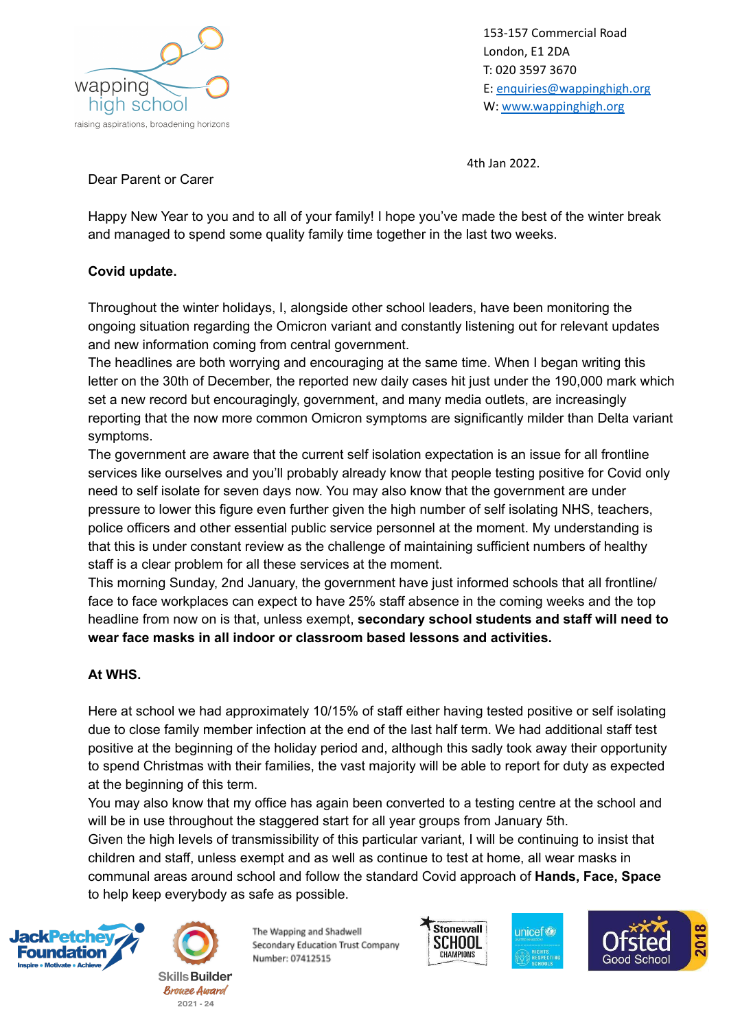153-157 Commercial Road
London, E1 2DA
T: 020 3597 3670
E: enquiries@wappinghigh.org
W: www.wappinghigh.org

4th Jan 2022.

Dear Parent or Carer

Happy New Year to you and to all of your family! I hope you've made the best of the winter break and managed to spend some quality family time together in the last two weeks.

**Covid update.**

Throughout the winter holidays, I, alongside other school leaders, have been monitoring the ongoing situation regarding the Omicron variant and constantly listening out for relevant updates and new information coming from central government.
The headlines are both worrying and encouraging at the same time. When I began writing this letter on the 30th of December, the reported new daily cases hit just under the 190,000 mark which set a new record but encouragingly, government, and many media outlets, are increasingly reporting that the now more common Omicron symptoms are significantly milder than Delta variant symptoms.
The government are aware that the current self isolation expectation is an issue for all frontline services like ourselves and you'll probably already know that people testing positive for Covid only need to self isolate for seven days now. You may also know that the government are under pressure to lower this figure even further given the high number of self isolating NHS, teachers, police officers and other essential public service personnel at the moment. My understanding is that this is under constant review as the challenge of maintaining sufficient numbers of healthy staff is a clear problem for all these services at the moment.
This morning Sunday, 2nd January, the government have just informed schools that all frontline/ face to face workplaces can expect to have 25% staff absence in the coming weeks and the top headline from now on is that, unless exempt, **secondary school students and staff will need to wear face masks in all indoor or classroom based lessons and activities.**

**At WHS.**

Here at school we had approximately 10/15% of staff either having tested positive or self isolating due to close family member infection at the end of the last half term. We had additional staff test positive at the beginning of the holiday period and, although this sadly took away their opportunity to spend Christmas with their families, the vast majority will be able to report for duty as expected at the beginning of this term.
You may also know that my office has again been converted to a testing centre at the school and will be in use throughout the staggered start for all year groups from January 5th.
Given the high levels of transmissibility of this particular variant, I will be continuing to insist that children and staff, unless exempt and as well as continue to test at home, all wear masks in communal areas around school and follow the standard Covid approach of **Hands, Face, Space** to help keep everybody as safe as possible.

The Wapping and Shadwell Secondary Education Trust Company Number: 07412515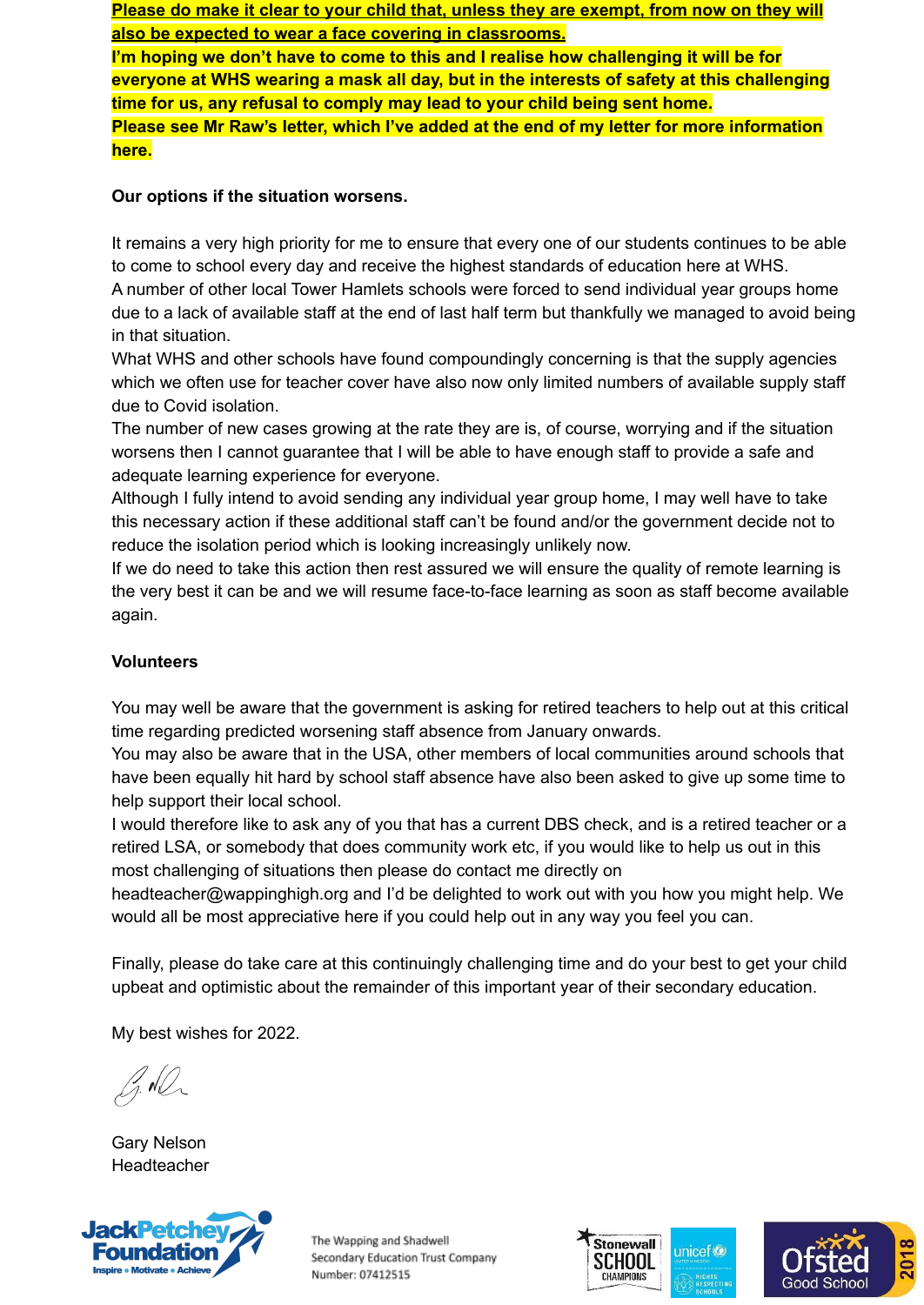**Please do make it clear to your child that, unless they are exempt, from now on they will also be expected to wear a face covering in classrooms.**

**I'm hoping we don't have to come to this and I realise how challenging it will be for everyone at WHS wearing a mask all day, but in the interests of safety at this challenging time for us, any refusal to comply may lead to your child being sent home.**

**Please see Mr Raw's letter, which I've added at the end of my letter for more information here.**

**Our options if the situation worsens.**

It remains a very high priority for me to ensure that every one of our students continues to be able to come to school every day and receive the highest standards of education here at WHS.

A number of other local Tower Hamlets schools were forced to send individual year groups home due to a lack of available staff at the end of last half term but thankfully we managed to avoid being in that situation.

What WHS and other schools have found compoundingly concerning is that the supply agencies which we often use for teacher cover have also now only limited numbers of available supply staff due to Covid isolation.

The number of new cases growing at the rate they are is, of course, worrying and if the situation worsens then I cannot guarantee that I will be able to have enough staff to provide a safe and adequate learning experience for everyone.

Although I fully intend to avoid sending any individual year group home, I may well have to take this necessary action if these additional staff can't be found and/or the government decide not to reduce the isolation period which is looking increasingly unlikely now.

If we do need to take this action then rest assured we will ensure the quality of remote learning is the very best it can be and we will resume face-to-face learning as soon as staff become available again.

**Volunteers**

You may well be aware that the government is asking for retired teachers to help out at this critical time regarding predicted worsening staff absence from January onwards.

You may also be aware that in the USA, other members of local communities around schools that have been equally hit hard by school staff absence have also been asked to give up some time to help support their local school.

I would therefore like to ask any of you that has a current DBS check, and is a retired teacher or a retired LSA, or somebody that does community work etc, if you would like to help us out in this most challenging of situations then please do contact me directly on headteacher@wappinghigh.org and I'd be delighted to work out with you how you might help. We would all be most appreciative here if you could help out in any way you feel you can.

Finally, please do take care at this continuingly challenging time and do your best to get your child upbeat and optimistic about the remainder of this important year of their secondary education.

My best wishes for 2022.

Gary Nelson
Headteacher

The Wapping and Shadwell Secondary Education Trust Company Number: 07412515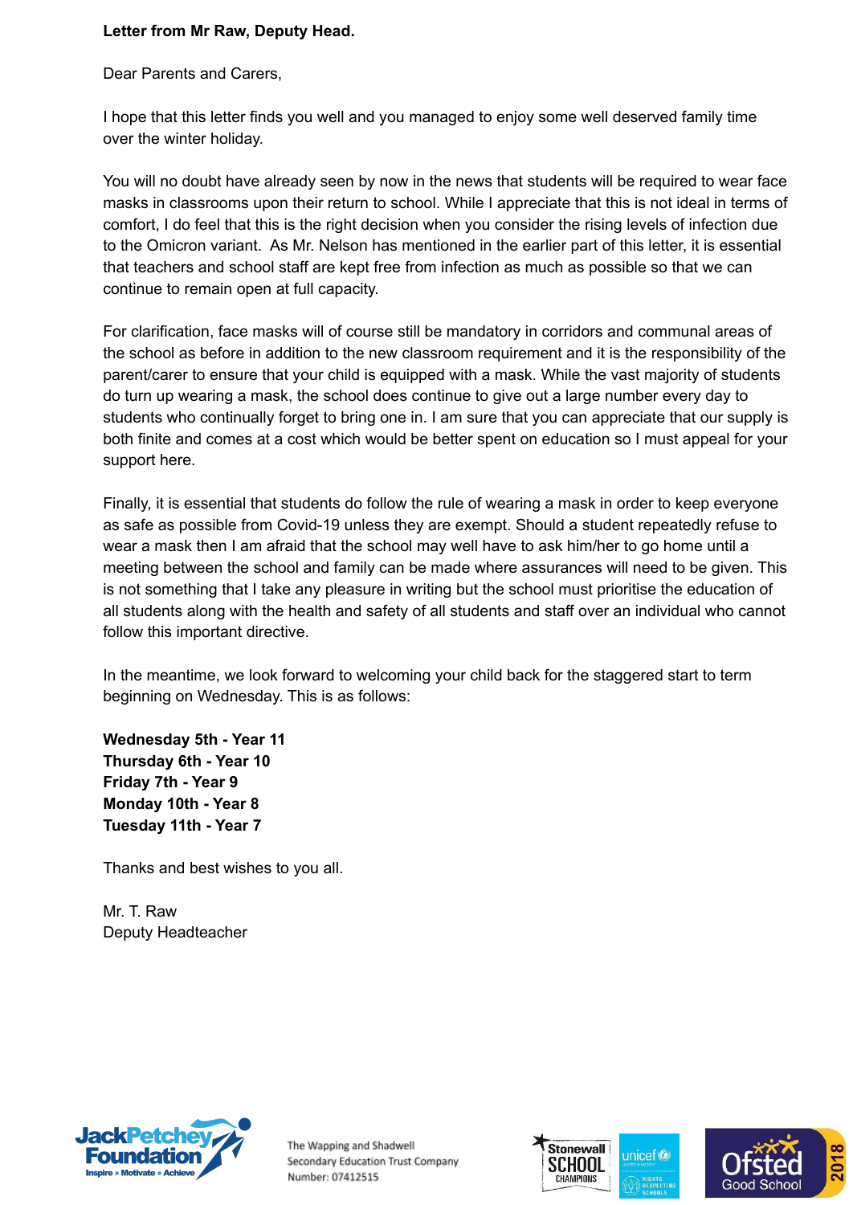**Letter from Mr Raw, Deputy Head.**

Dear Parents and Carers,

I hope that this letter finds you well and you managed to enjoy some well deserved family time over the winter holiday.

You will no doubt have already seen by now in the news that students will be required to wear face masks in classrooms upon their return to school. While I appreciate that this is not ideal in terms of comfort, I do feel that this is the right decision when you consider the rising levels of infection due to the Omicron variant. As Mr. Nelson has mentioned in the earlier part of this letter, it is essential that teachers and school staff are kept free from infection as much as possible so that we can continue to remain open at full capacity.

For clarification, face masks will of course still be mandatory in corridors and communal areas of the school as before in addition to the new classroom requirement and it is the responsibility of the parent/carer to ensure that your child is equipped with a mask. While the vast majority of students do turn up wearing a mask, the school does continue to give out a large number every day to students who continually forget to bring one in. I am sure that you can appreciate that our supply is both finite and comes at a cost which would be better spent on education so I must appeal for your support here.

Finally, it is essential that students do follow the rule of wearing a mask in order to keep everyone as safe as possible from Covid-19 unless they are exempt. Should a student repeatedly refuse to wear a mask then I am afraid that the school may well have to ask him/her to go home until a meeting between the school and family can be made where assurances will need to be given. This is not something that I take any pleasure in writing but the school must prioritise the education of all students along with the health and safety of all students and staff over an individual who cannot follow this important directive.

In the meantime, we look forward to welcoming your child back for the staggered start to term beginning on Wednesday. This is as follows:

**Wednesday 5th - Year 11**
**Thursday 6th - Year 10**
**Friday 7th - Year 9**
**Monday 10th - Year 8**
**Tuesday 11th - Year 7**

Thanks and best wishes to you all.

Mr. T. Raw
Deputy Headteacher

The Wapping and Shadwell Secondary Education Trust Company Number: 07412515